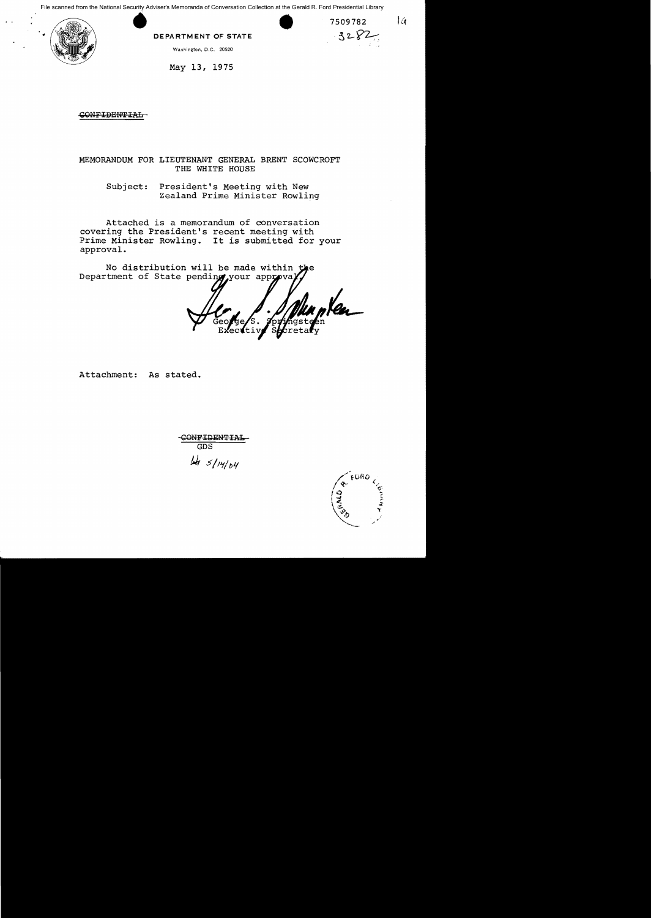File scanned from the National Security Adviser's Memoranda of Conversation Collection at the Gerald R. Ford Presidential Library

DEPARTMENT OF STATE

Washington, D.C. 20520

7509782

3282

May 13, 1975

~~CONFIDENTIAL~~

MEMORANDUM FOR LIEUTENANT GENERAL BRENT SCOWCROFT
THE WHITE HOUSE

Subject: President's Meeting with New Zealand Prime Minister Rowling

Attached is a memorandum of conversation covering the President's recent meeting with Prime Minister Rowling. It is submitted for your approval.

No distribution will be made within the Department of State pending your approval.

George S. Springsteen
Executive Secretary

Attachment: As stated.

~~CONFIDENTIAL~~
GDS

5/14/04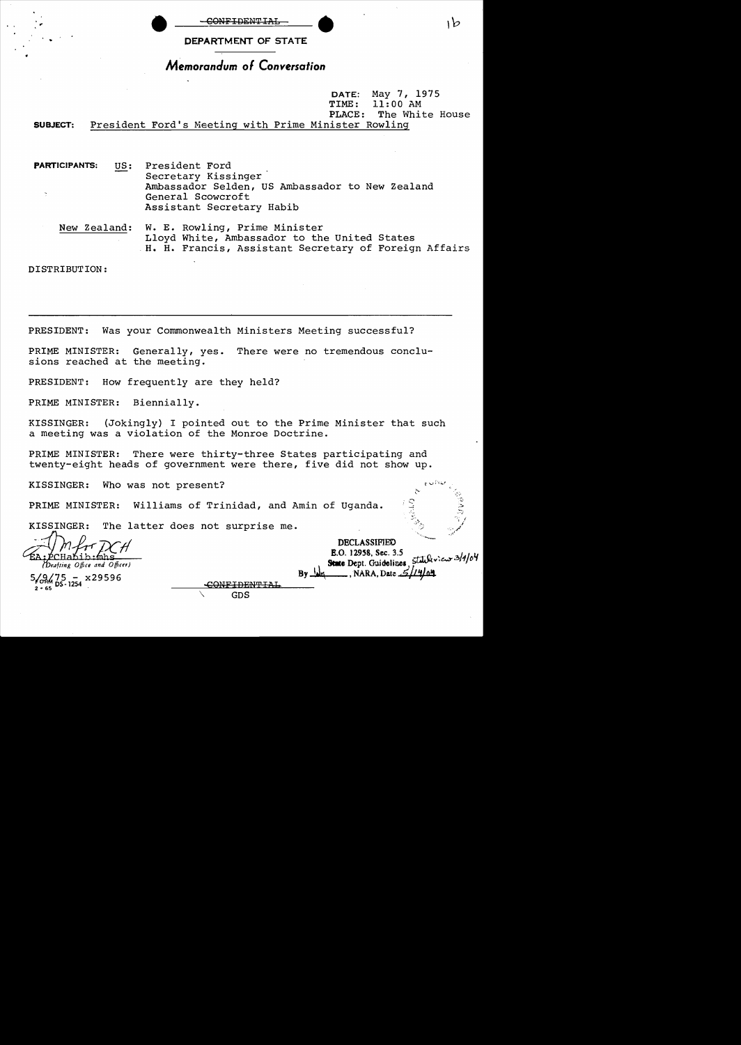~~CONFIDENTIAL~~

DEPARTMENT OF STATE

# *Memorandum of Conversation*

DATE: May 7, 1975
TIME: 11:00 AM
PLACE: The White House

**SUBJECT:** President Ford's Meeting with Prime Minister Rowling

**PARTICIPANTS:**

US: President Ford
Secretary Kissinger
Ambassador Selden, US Ambassador to New Zealand
General Scowcroft
Assistant Secretary Habib

New Zealand: W. E. Rowling, Prime Minister
Lloyd White, Ambassador to the United States
H. H. Francis, Assistant Secretary of Foreign Affairs

DISTRIBUTION:

---

PRESIDENT: Was your Commonwealth Ministers Meeting successful?

PRIME MINISTER: Generally, yes. There were no tremendous conclusions reached at the meeting.

PRESIDENT: How frequently are they held?

PRIME MINISTER: Biennially.

KISSINGER: (Jokingly) I pointed out to the Prime Minister that such a meeting was a violation of the Monroe Doctrine.

PRIME MINISTER: There were thirty-three States participating and twenty-eight heads of government were there, five did not show up.

KISSINGER: Who was not present?

PRIME MINISTER: Williams of Trinidad, and Amin of Uganda.

KISSINGER: The latter does not surprise me.

EA:PCHabib:mhs
(Drafting Office and Officer)
5/9/75 - x29596

FORM DS-1254
2-65

~~CONFIDENTIAL~~
GDS

DECLASSIFIED
E.O. 12958, Sec. 3.5
State Dept. Guidelines, State review 3/4/04
By lds, NARA, Date 5/14/04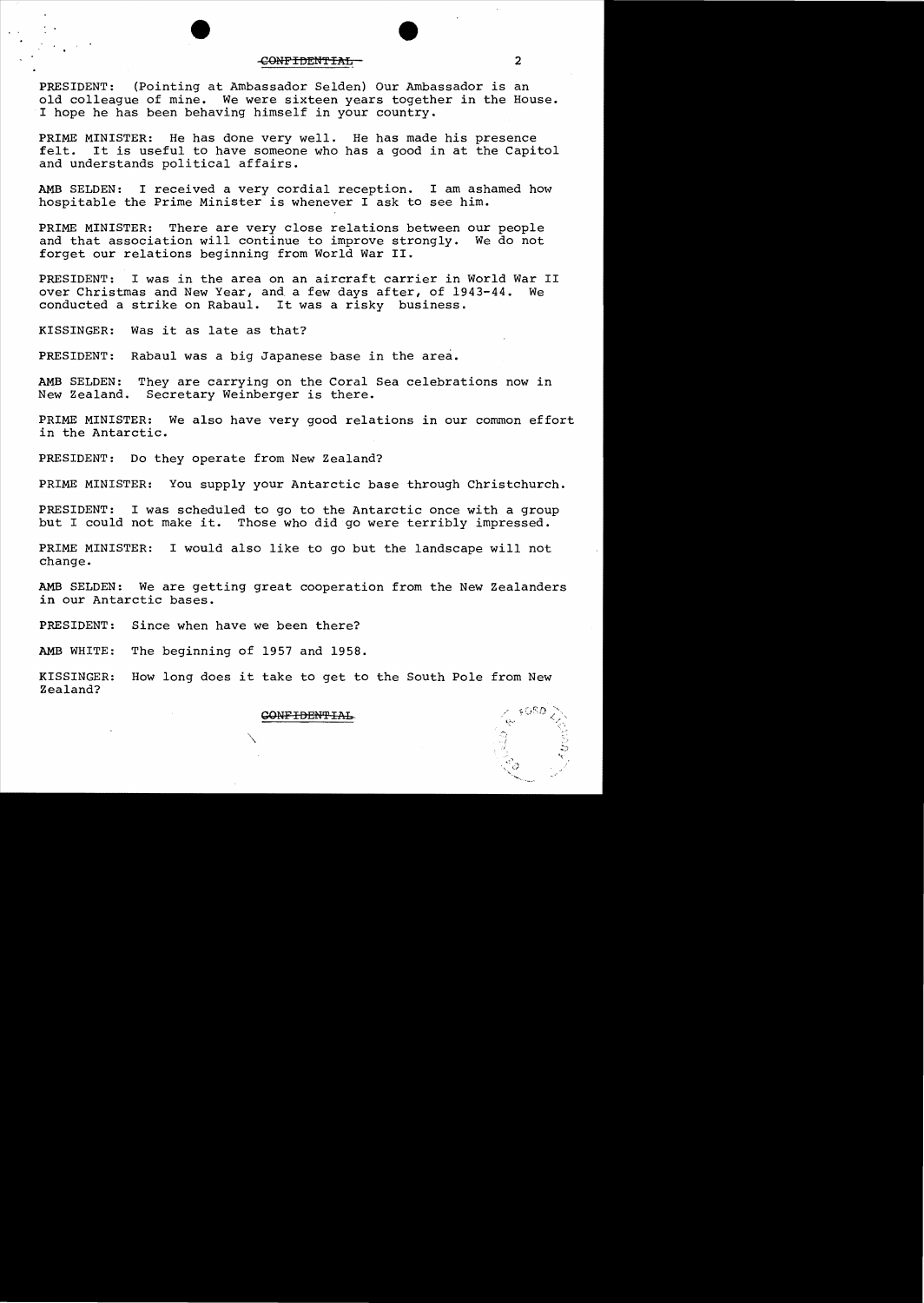PRESIDENT: (Pointing at Ambassador Selden) Our Ambassador is an old colleague of mine. We were sixteen years together in the House. I hope he has been behaving himself in your country.

PRIME MINISTER: He has done very well. He has made his presence felt. It is useful to have someone who has a good in at the Capitol and understands political affairs.

AMB SELDEN: I received a very cordial reception. I am ashamed how hospitable the Prime Minister is whenever I ask to see him.

PRIME MINISTER: There are very close relations between our people and that association will continue to improve strongly. We do not forget our relations beginning from World War II.

PRESIDENT: I was in the area on an aircraft carrier in World War II over Christmas and New Year, and a few days after, of 1943-44. We conducted a strike on Rabaul. It was a risky business.

KISSINGER: Was it as late as that?

PRESIDENT: Rabaul was a big Japanese base in the area.

AMB SELDEN: They are carrying on the Coral Sea celebrations now in New Zealand. Secretary Weinberger is there.

PRIME MINISTER: We also have very good relations in our common effort in the Antarctic.

PRESIDENT: Do they operate from New Zealand?

PRIME MINISTER: You supply your Antarctic base through Christchurch.

PRESIDENT: I was scheduled to go to the Antarctic once with a group but I could not make it. Those who did go were terribly impressed.

PRIME MINISTER: I would also like to go but the landscape will not change.

AMB SELDEN: We are getting great cooperation from the New Zealanders in our Antarctic bases.

PRESIDENT: Since when have we been there?

AMB WHITE: The beginning of 1957 and 1958.

KISSINGER: How long does it take to get to the South Pole from New Zealand?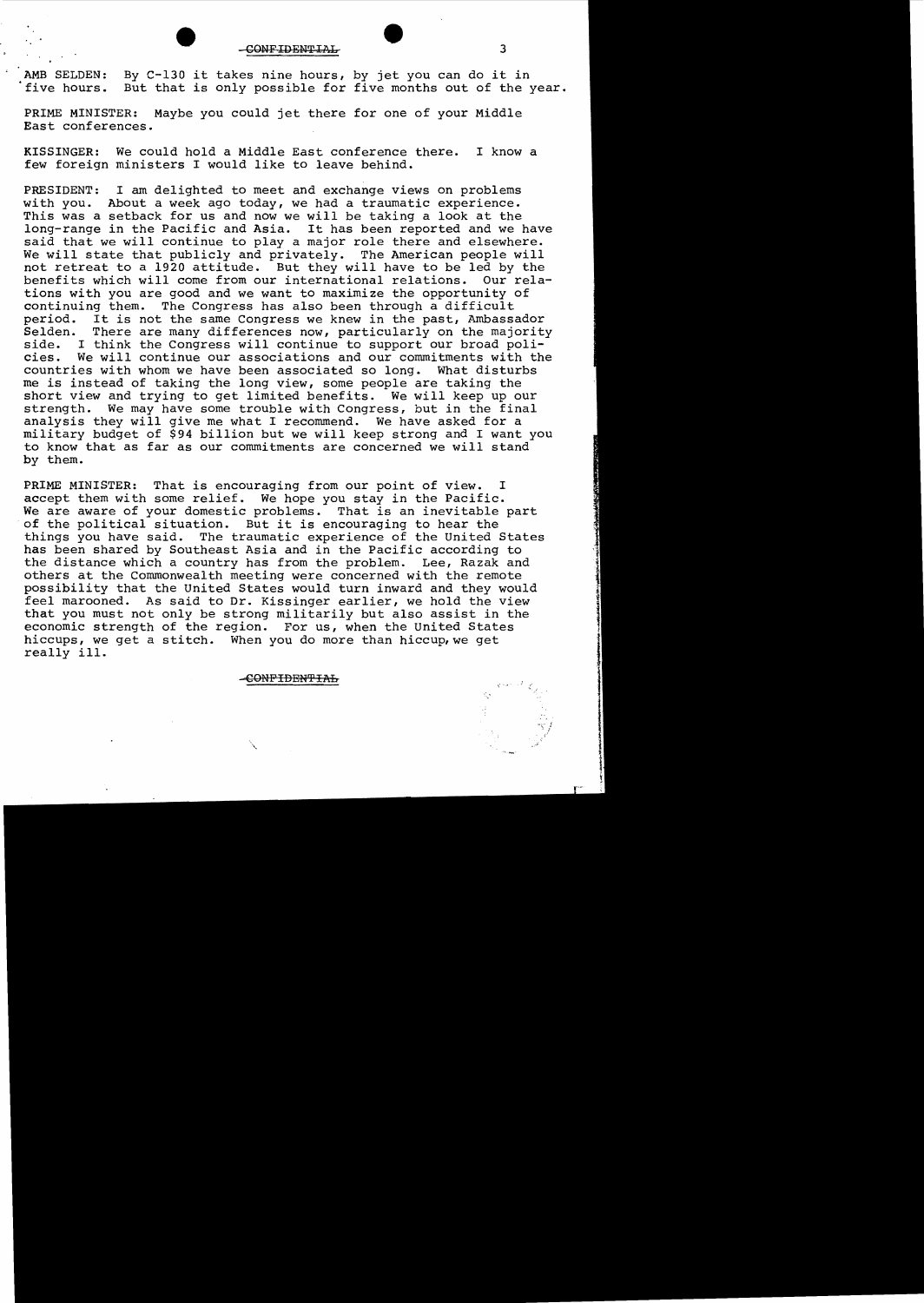AMB SELDEN: By C-130 it takes nine hours, by jet you can do it in five hours. But that is only possible for five months out of the year.

PRIME MINISTER: Maybe you could jet there for one of your Middle East conferences.

KISSINGER: We could hold a Middle East conference there. I know a few foreign ministers I would like to leave behind.

PRESIDENT: I am delighted to meet and exchange views on problems with you. About a week ago today, we had a traumatic experience. This was a setback for us and now we will be taking a look at the long-range in the Pacific and Asia. It has been reported and we have said that we will continue to play a major role there and elsewhere. We will state that publicly and privately. The American people will not retreat to a 1920 attitude. But they will have to be led by the benefits which will come from our international relations. Our relations with you are good and we want to maximize the opportunity of continuing them. The Congress has also been through a difficult period. It is not the same Congress we knew in the past, Ambassador Selden. There are many differences now, particularly on the majority side. I think the Congress will continue to support our broad policies. We will continue our associations and our commitments with the countries with whom we have been associated so long. What disturbs me is instead of taking the long view, some people are taking the short view and trying to get limited benefits. We will keep up our strength. We may have some trouble with Congress, but in the final analysis they will give me what I recommend. We have asked for a military budget of $94 billion but we will keep strong and I want you to know that as far as our commitments are concerned we will stand by them.

PRIME MINISTER: That is encouraging from our point of view. I accept them with some relief. We hope you stay in the Pacific. We are aware of your domestic problems. That is an inevitable part of the political situation. But it is encouraging to hear the things you have said. The traumatic experience of the United States has been shared by Southeast Asia and in the Pacific according to the distance which a country has from the problem. Lee, Razak and others at the Commonwealth meeting were concerned with the remote possibility that the United States would turn inward and they would feel marooned. As said to Dr. Kissinger earlier, we hold the view that you must not only be strong militarily but also assist in the economic strength of the region. For us, when the United States hiccups, we get a stitch. When you do more than hiccup, we get really ill.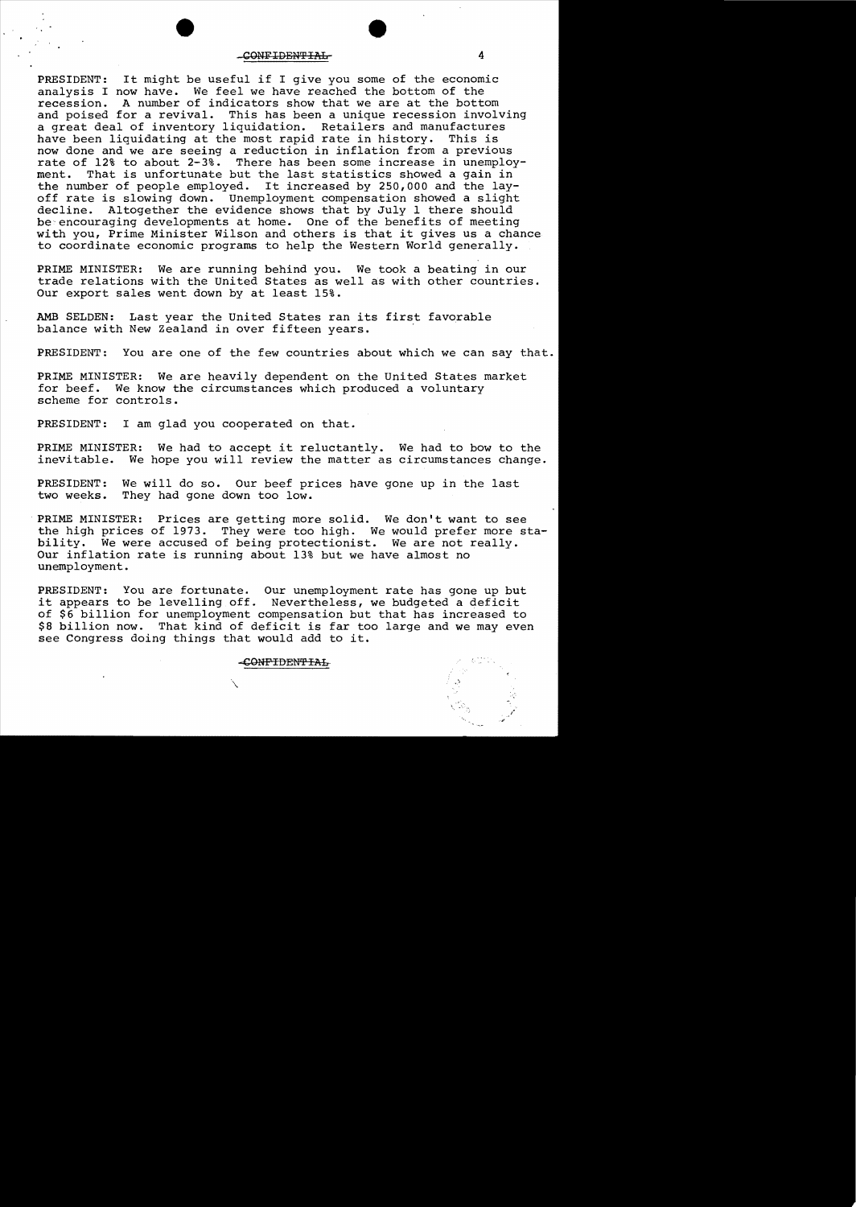CONFIDENTIAL

PRESIDENT: It might be useful if I give you some of the economic analysis I now have. We feel we have reached the bottom of the recession. A number of indicators show that we are at the bottom and poised for a revival. This has been a unique recession involving a great deal of inventory liquidation. Retailers and manufactures have been liquidating at the most rapid rate in history. This is now done and we are seeing a reduction in inflation from a previous rate of 12% to about 2-3%. There has been some increase in unemployment. That is unfortunate but the last statistics showed a gain in the number of people employed. It increased by 250,000 and the lay-off rate is slowing down. Unemployment compensation showed a slight decline. Altogether the evidence shows that by July 1 there should be encouraging developments at home. One of the benefits of meeting with you, Prime Minister Wilson and others is that it gives us a chance to coordinate economic programs to help the Western World generally.

PRIME MINISTER: We are running behind you. We took a beating in our trade relations with the United States as well as with other countries. Our export sales went down by at least 15%.

AMB SELDEN: Last year the United States ran its first favorable balance with New Zealand in over fifteen years.

PRESIDENT: You are one of the few countries about which we can say that.

PRIME MINISTER: We are heavily dependent on the United States market for beef. We know the circumstances which produced a voluntary scheme for controls.

PRESIDENT: I am glad you cooperated on that.

PRIME MINISTER: We had to accept it reluctantly. We had to bow to the inevitable. We hope you will review the matter as circumstances change.

PRESIDENT: We will do so. Our beef prices have gone up in the last two weeks. They had gone down too low.

PRIME MINISTER: Prices are getting more solid. We don't want to see the high prices of 1973. They were too high. We would prefer more stability. We were accused of being protectionist. We are not really. Our inflation rate is running about 13% but we have almost no unemployment.

PRESIDENT: You are fortunate. Our unemployment rate has gone up but it appears to be levelling off. Nevertheless, we budgeted a deficit of $6 billion for unemployment compensation but that has increased to $8 billion now. That kind of deficit is far too large and we may even see Congress doing things that would add to it.

CONFIDENTIAL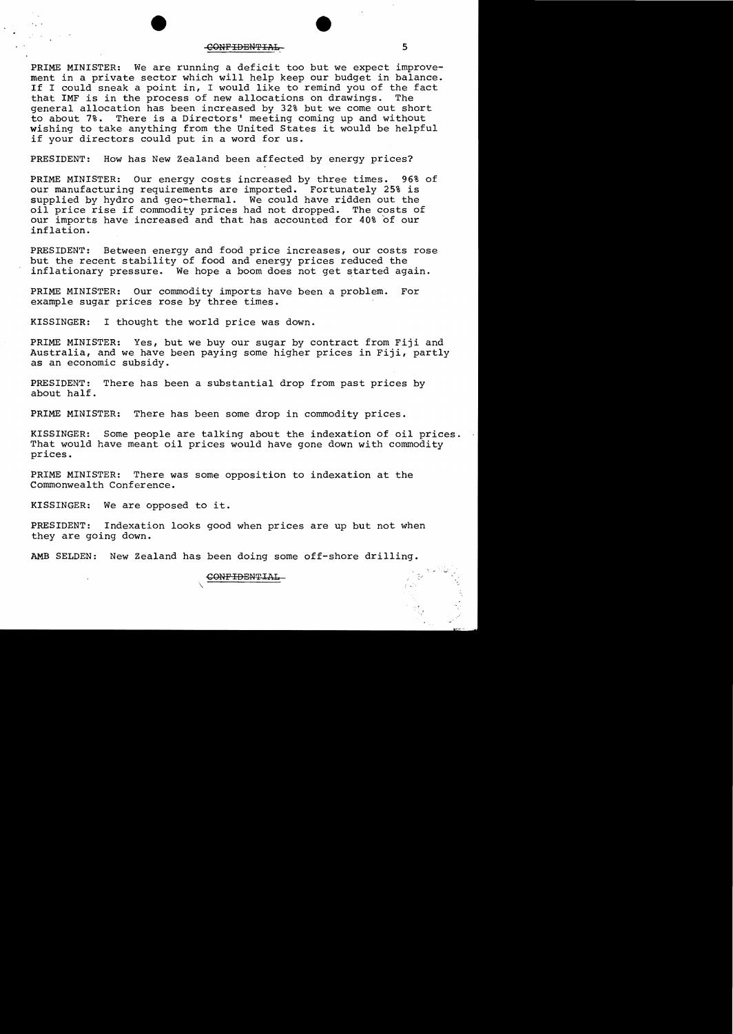PRIME MINISTER: We are running a deficit too but we expect improvement in a private sector which will help keep our budget in balance. If I could sneak a point in, I would like to remind you of the fact that IMF is in the process of new allocations on drawings. The general allocation has been increased by 32% but we come out short to about 7%. There is a Directors' meeting coming up and without wishing to take anything from the United States it would be helpful if your directors could put in a word for us.

PRESIDENT: How has New Zealand been affected by energy prices?

PRIME MINISTER: Our energy costs increased by three times. 96% of our manufacturing requirements are imported. Fortunately 25% is supplied by hydro and geo-thermal. We could have ridden out the oil price rise if commodity prices had not dropped. The costs of our imports have increased and that has accounted for 40% of our inflation.

PRESIDENT: Between energy and food price increases, our costs rose but the recent stability of food and energy prices reduced the inflationary pressure. We hope a boom does not get started again.

PRIME MINISTER: Our commodity imports have been a problem. For example sugar prices rose by three times.

KISSINGER: I thought the world price was down.

PRIME MINISTER: Yes, but we buy our sugar by contract from Fiji and Australia, and we have been paying some higher prices in Fiji, partly as an economic subsidy.

PRESIDENT: There has been a substantial drop from past prices by about half.

PRIME MINISTER: There has been some drop in commodity prices.

KISSINGER: Some people are talking about the indexation of oil prices. That would have meant oil prices would have gone down with commodity prices.

PRIME MINISTER: There was some opposition to indexation at the Commonwealth Conference.

KISSINGER: We are opposed to it.

PRESIDENT: Indexation looks good when prices are up but not when they are going down.

AMB SELDEN: New Zealand has been doing some off-shore drilling.

~~CONFIDENTIAL~~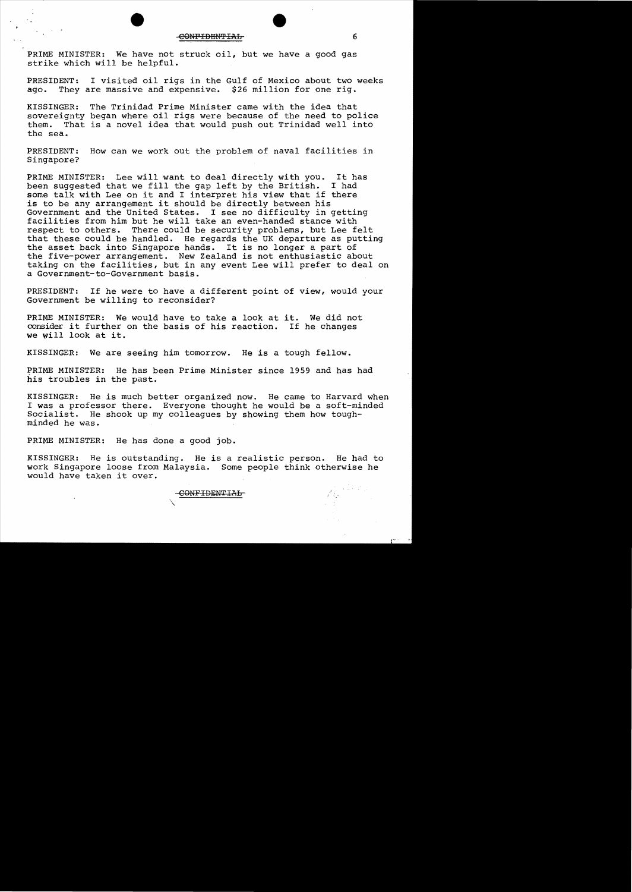PRIME MINISTER: We have not struck oil, but we have a good gas strike which will be helpful.

PRESIDENT: I visited oil rigs in the Gulf of Mexico about two weeks ago. They are massive and expensive. $26 million for one rig.

KISSINGER: The Trinidad Prime Minister came with the idea that sovereignty began where oil rigs were because of the need to police them. That is a novel idea that would push out Trinidad well into the sea.

PRESIDENT: How can we work out the problem of naval facilities in Singapore?

PRIME MINISTER: Lee will want to deal directly with you. It has been suggested that we fill the gap left by the British. I had some talk with Lee on it and I interpret his view that if there is to be any arrangement it should be directly between his Government and the United States. I see no difficulty in getting facilities from him but he will take an even-handed stance with respect to others. There could be security problems, but Lee felt that these could be handled. He regards the UK departure as putting the asset back into Singapore hands. It is no longer a part of the five-power arrangement. New Zealand is not enthusiastic about taking on the facilities, but in any event Lee will prefer to deal on a Government-to-Government basis.

PRESIDENT: If he were to have a different point of view, would your Government be willing to reconsider?

PRIME MINISTER: We would have to take a look at it. We did not consider it further on the basis of his reaction. If he changes we will look at it.

KISSINGER: We are seeing him tomorrow. He is a tough fellow.

PRIME MINISTER: He has been Prime Minister since 1959 and has had his troubles in the past.

KISSINGER: He is much better organized now. He came to Harvard when I was a professor there. Everyone thought he would be a soft-minded Socialist. He shook up my colleagues by showing them how tough-minded he was.

PRIME MINISTER: He has done a good job.

KISSINGER: He is outstanding. He is a realistic person. He had to work Singapore loose from Malaysia. Some people think otherwise he would have taken it over.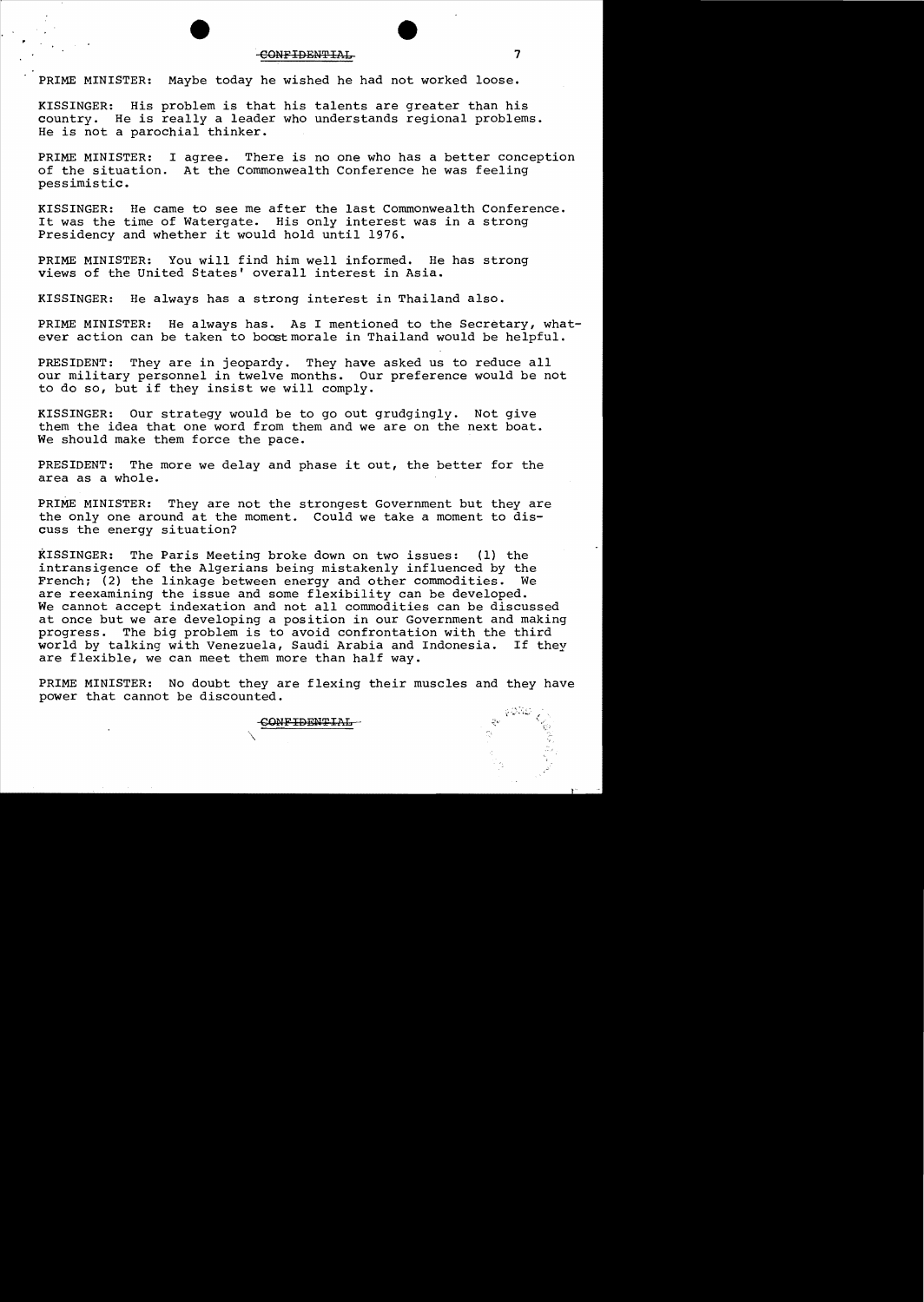PRIME MINISTER: Maybe today he wished he had not worked loose.

KISSINGER: His problem is that his talents are greater than his country. He is really a leader who understands regional problems. He is not a parochial thinker.

PRIME MINISTER: I agree. There is no one who has a better conception of the situation. At the Commonwealth Conference he was feeling pessimistic.

KISSINGER: He came to see me after the last Commonwealth Conference. It was the time of Watergate. His only interest was in a strong Presidency and whether it would hold until 1976.

PRIME MINISTER: You will find him well informed. He has strong views of the United States' overall interest in Asia.

KISSINGER: He always has a strong interest in Thailand also.

PRIME MINISTER: He always has. As I mentioned to the Secretary, whatever action can be taken to boost morale in Thailand would be helpful.

PRESIDENT: They are in jeopardy. They have asked us to reduce all our military personnel in twelve months. Our preference would be not to do so, but if they insist we will comply.

KISSINGER: Our strategy would be to go out grudgingly. Not give them the idea that one word from them and we are on the next boat. We should make them force the pace.

PRESIDENT: The more we delay and phase it out, the better for the area as a whole.

PRIME MINISTER: They are not the strongest Government but they are the only one around at the moment. Could we take a moment to discuss the energy situation?

KISSINGER: The Paris Meeting broke down on two issues: (1) the intransigence of the Algerians being mistakenly influenced by the French; (2) the linkage between energy and other commodities. We are reexamining the issue and some flexibility can be developed. We cannot accept indexation and not all commodities can be discussed at once but we are developing a position in our Government and making progress. The big problem is to avoid confrontation with the third world by talking with Venezuela, Saudi Arabia and Indonesia. If they are flexible, we can meet them more than half way.

PRIME MINISTER: No doubt they are flexing their muscles and they have power that cannot be discounted.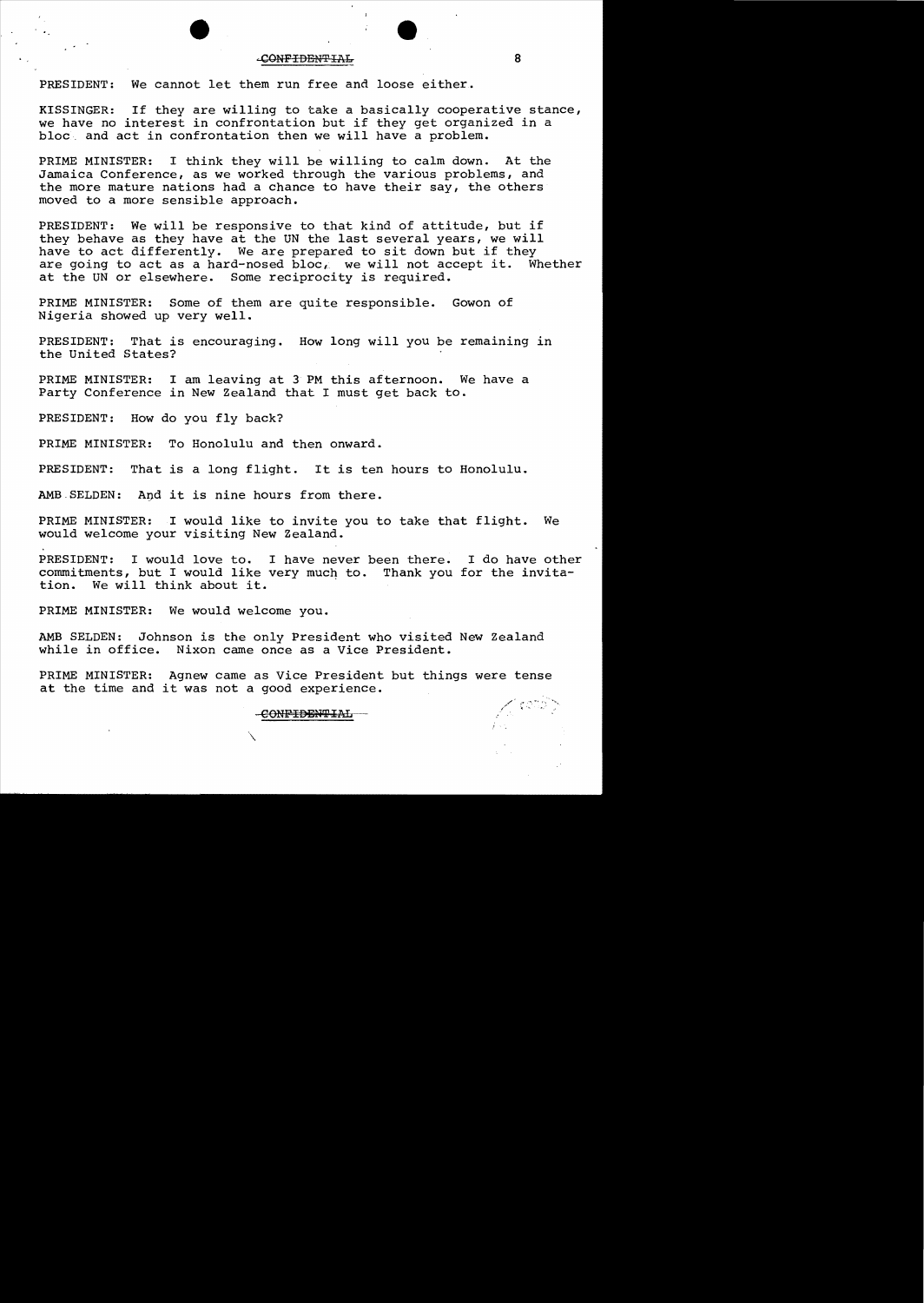PRESIDENT: We cannot let them run free and loose either.

KISSINGER: If they are willing to take a basically cooperative stance, we have no interest in confrontation but if they get organized in a bloc and act in confrontation then we will have a problem.

PRIME MINISTER: I think they will be willing to calm down. At the Jamaica Conference, as we worked through the various problems, and the more mature nations had a chance to have their say, the others moved to a more sensible approach.

PRESIDENT: We will be responsive to that kind of attitude, but if they behave as they have at the UN the last several years, we will have to act differently. We are prepared to sit down but if they are going to act as a hard-nosed bloc, we will not accept it. Whether at the UN or elsewhere. Some reciprocity is required.

PRIME MINISTER: Some of them are quite responsible. Gowon of Nigeria showed up very well.

PRESIDENT: That is encouraging. How long will you be remaining in the United States?

PRIME MINISTER: I am leaving at 3 PM this afternoon. We have a Party Conference in New Zealand that I must get back to.

PRESIDENT: How do you fly back?

PRIME MINISTER: To Honolulu and then onward.

PRESIDENT: That is a long flight. It is ten hours to Honolulu.

AMB SELDEN: And it is nine hours from there.

PRIME MINISTER: I would like to invite you to take that flight. We would welcome your visiting New Zealand.

PRESIDENT: I would love to. I have never been there. I do have other commitments, but I would like very much to. Thank you for the invitation. We will think about it.

PRIME MINISTER: We would welcome you.

AMB SELDEN: Johnson is the only President who visited New Zealand while in office. Nixon came once as a Vice President.

PRIME MINISTER: Agnew came as Vice President but things were tense at the time and it was not a good experience.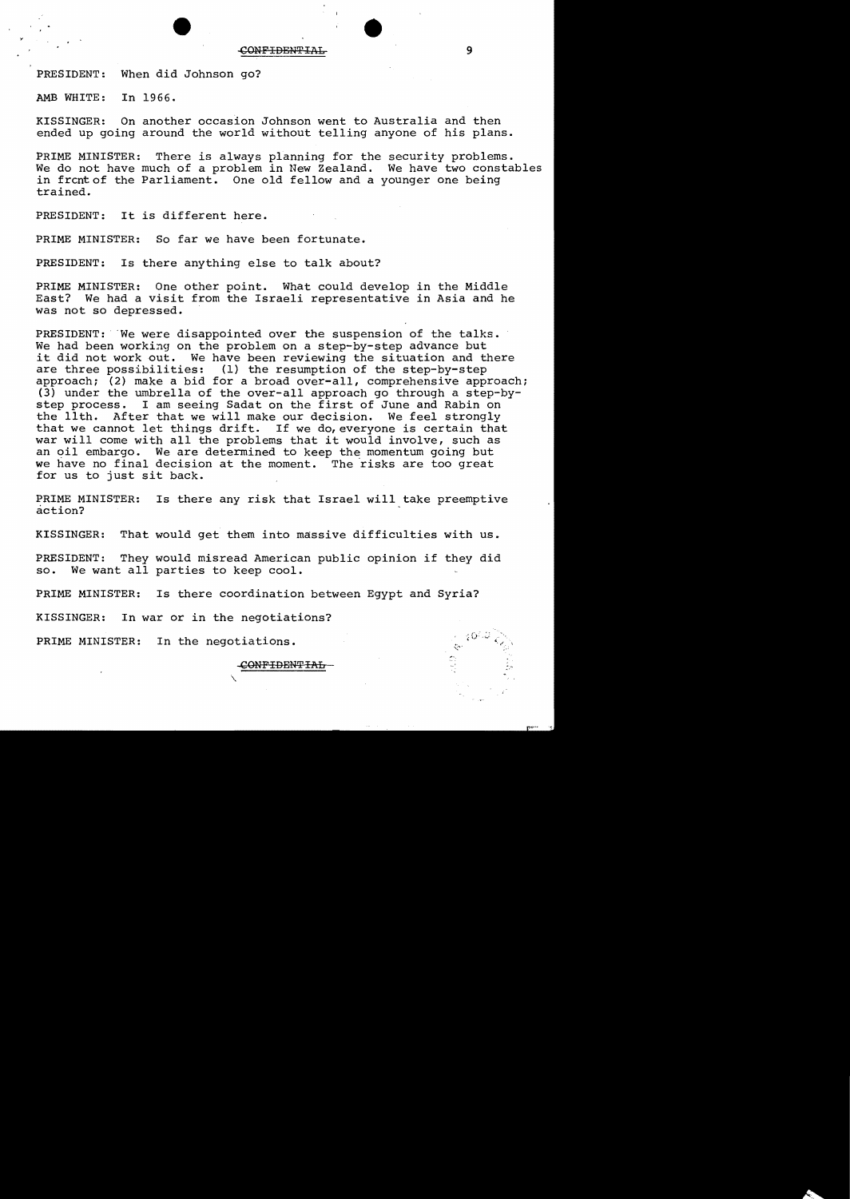PRESIDENT: When did Johnson go?

AMB WHITE: In 1966.

KISSINGER: On another occasion Johnson went to Australia and then ended up going around the world without telling anyone of his plans.

PRIME MINISTER: There is always planning for the security problems. We do not have much of a problem in New Zealand. We have two constables in front of the Parliament. One old fellow and a younger one being trained.

PRESIDENT: It is different here.

PRIME MINISTER: So far we have been fortunate.

PRESIDENT: Is there anything else to talk about?

PRIME MINISTER: One other point. What could develop in the Middle East? We had a visit from the Israeli representative in Asia and he was not so depressed.

PRESIDENT: We were disappointed over the suspension of the talks. We had been working on the problem on a step-by-step advance but it did not work out. We have been reviewing the situation and there are three possibilities: (1) the resumption of the step-by-step approach; (2) make a bid for a broad over-all, comprehensive approach; (3) under the umbrella of the over-all approach go through a step-by-step process. I am seeing Sadat on the first of June and Rabin on the 11th. After that we will make our decision. We feel strongly that we cannot let things drift. If we do, everyone is certain that war will come with all the problems that it would involve, such as an oil embargo. We are determined to keep the momentum going but we have no final decision at the moment. The risks are too great for us to just sit back.

PRIME MINISTER: Is there any risk that Israel will take preemptive action?

KISSINGER: That would get them into massive difficulties with us.

PRESIDENT: They would misread American public opinion if they did so. We want all parties to keep cool.

PRIME MINISTER: Is there coordination between Egypt and Syria?

KISSINGER: In war or in the negotiations?

PRIME MINISTER: In the negotiations.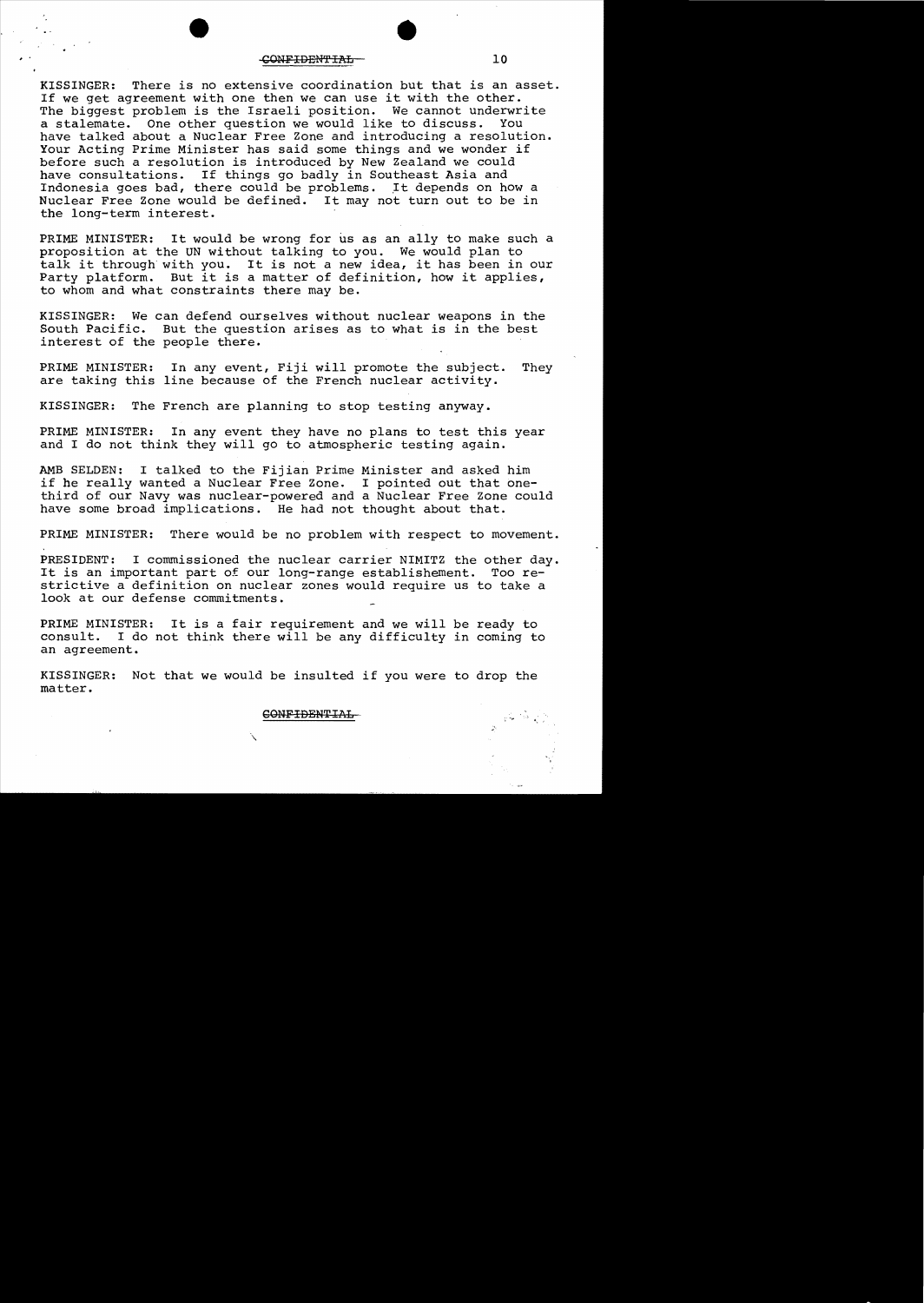KISSINGER: There is no extensive coordination but that is an asset. If we get agreement with one then we can use it with the other. The biggest problem is the Israeli position. We cannot underwrite a stalemate. One other question we would like to discuss. You have talked about a Nuclear Free Zone and introducing a resolution. Your Acting Prime Minister has said some things and we wonder if before such a resolution is introduced by New Zealand we could have consultations. If things go badly in Southeast Asia and Indonesia goes bad, there could be problems. It depends on how a Nuclear Free Zone would be defined. It may not turn out to be in the long-term interest.

PRIME MINISTER: It would be wrong for us as an ally to make such a proposition at the UN without talking to you. We would plan to talk it through with you. It is not a new idea, it has been in our Party platform. But it is a matter of definition, how it applies, to whom and what constraints there may be.

KISSINGER: We can defend ourselves without nuclear weapons in the South Pacific. But the question arises as to what is in the best interest of the people there.

PRIME MINISTER: In any event, Fiji will promote the subject. They are taking this line because of the French nuclear activity.

KISSINGER: The French are planning to stop testing anyway.

PRIME MINISTER: In any event they have no plans to test this year and I do not think they will go to atmospheric testing again.

AMB SELDEN: I talked to the Fijian Prime Minister and asked him if he really wanted a Nuclear Free Zone. I pointed out that one-third of our Navy was nuclear-powered and a Nuclear Free Zone could have some broad implications. He had not thought about that.

PRIME MINISTER: There would be no problem with respect to movement.

PRESIDENT: I commissioned the nuclear carrier NIMITZ the other day. It is an important part of our long-range establishement. Too restrictive a definition on nuclear zones would require us to take a look at our defense commitments.

PRIME MINISTER: It is a fair requirement and we will be ready to consult. I do not think there will be any difficulty in coming to an agreement.

KISSINGER: Not that we would be insulted if you were to drop the matter.

~~CONFIDENTIAL~~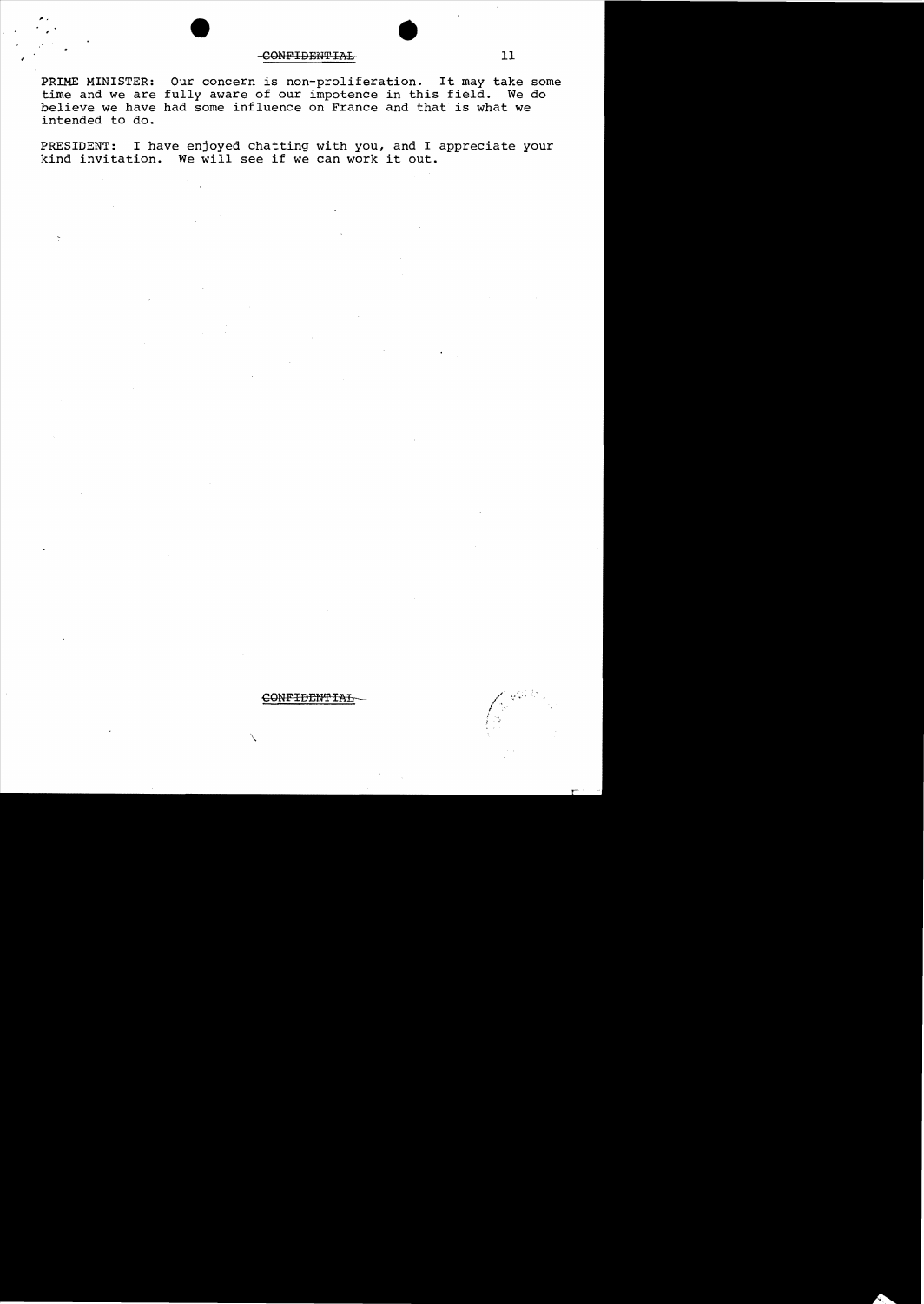PRIME MINISTER: Our concern is non-proliferation. It may take some time and we are fully aware of our impotence in this field. We do believe we have had some influence on France and that is what we intended to do.

PRESIDENT: I have enjoyed chatting with you, and I appreciate your kind invitation. We will see if we can work it out.